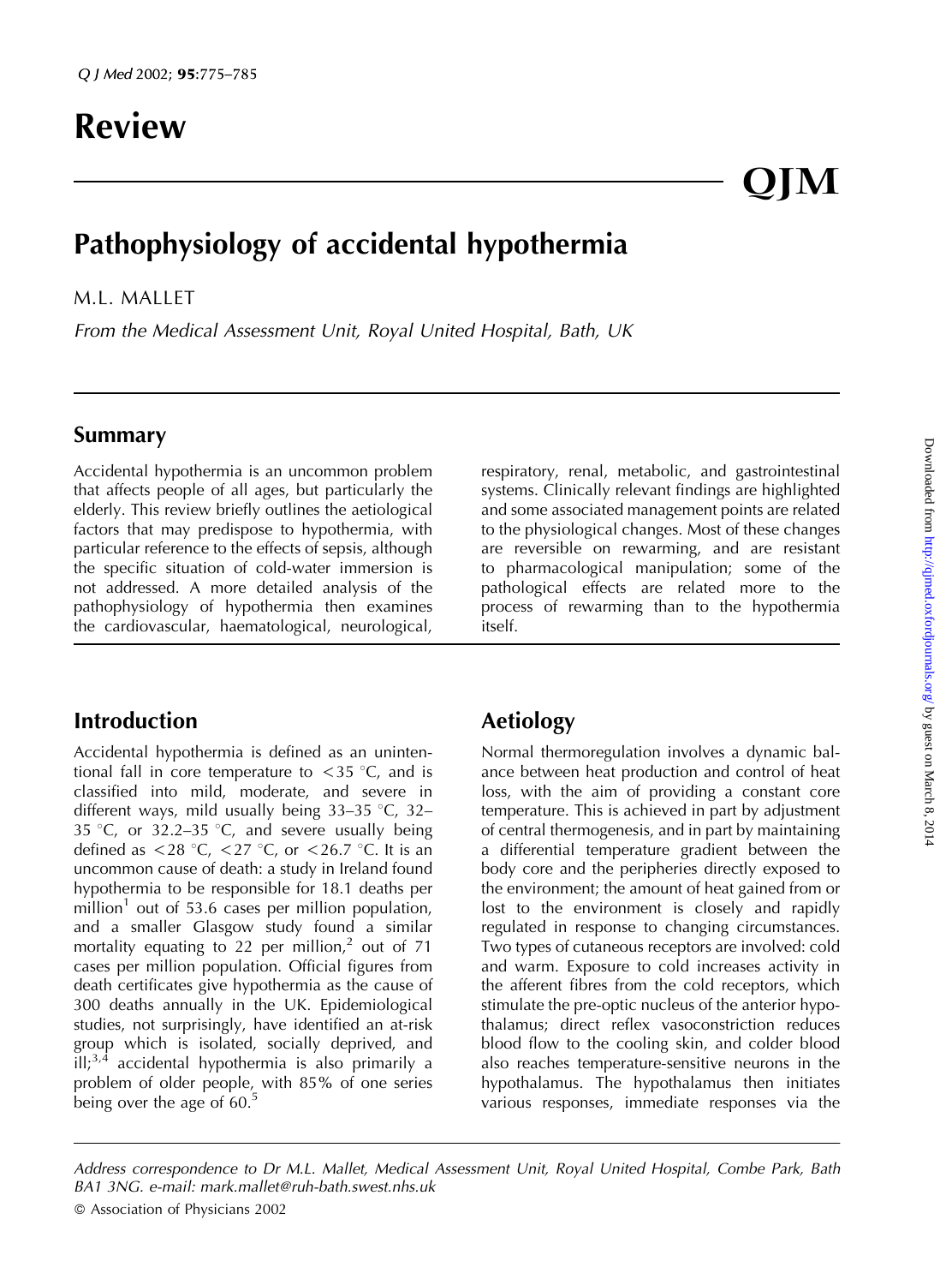# Review

# Pathophysiology of accidental hypothermia

M.L. MALLET

*From the Medical Assessment Unit, Royal United Hospital, Bath, UK*

## Summary

Accidental hypothermia is an uncommon problem that affects people of all ages, but particularly the elderly. This review briefly outlines the aetiological factors that may predispose to hypothermia, with particular reference to the effects of sepsis, although the specific situation of cold-water immersion is not addressed. A more detailed analysis of the pathophysiology of hypothermia then examines the cardiovascular, haematological, neurological, respiratory, renal, metabolic, and gastrointestinal systems. Clinically relevant findings are highlighted and some associated management points are related to the physiological changes. Most of these changes are reversible on rewarming, and are resistant to pharmacological manipulation; some of the pathological effects are related more to the process of rewarming than to the hypothermia itself.

## Introduction

Accidental hypothermia is defined as an unintentional fall in core temperature to <35 °C, and is classified into mild, moderate, and severe in different ways, mild usually being 33–35 °C, 32–35 °C, or 32.2–35 °C, and severe usually being defined as <28 °C, <27 °C, or <26.7 °C. It is an uncommon cause of death: a study in Ireland found hypothermia to be responsible for 18.1 deaths per million[1] out of 53.6 cases per million population, and a smaller Glasgow study found a similar mortality equating to 22 per million,[2] out of 71 cases per million population. Official figures from death certificates give hypothermia as the cause of 300 deaths annually in the UK. Epidemiological studies, not surprisingly, have identified an at-risk group which is isolated, socially deprived, and ill;[3,4] accidental hypothermia is also primarily a problem of older people, with 85% of one series being over the age of 60.[5]

## Aetiology

Normal thermoregulation involves a dynamic balance between heat production and control of heat loss, with the aim of providing a constant core temperature. This is achieved in part by adjustment of central thermogenesis, and in part by maintaining a differential temperature gradient between the body core and the peripheries directly exposed to the environment; the amount of heat gained from or lost to the environment is closely and rapidly regulated in response to changing circumstances. Two types of cutaneous receptors are involved: cold and warm. Exposure to cold increases activity in the afferent fibres from the cold receptors, which stimulate the pre-optic nucleus of the anterior hypothalamus; direct reflex vasoconstriction reduces blood flow to the cooling skin, and colder blood also reaches temperature-sensitive neurons in the hypothalamus. The hypothalamus then initiates various responses, immediate responses via the

Address correspondence to Dr M.L. Mallet, Medical Assessment Unit, Royal United Hospital, Combe Park, Bath BA1 3NG. e-mail: mark.mallet@ruh-bath.swest.nhs.uk

© Association of Physicians 2002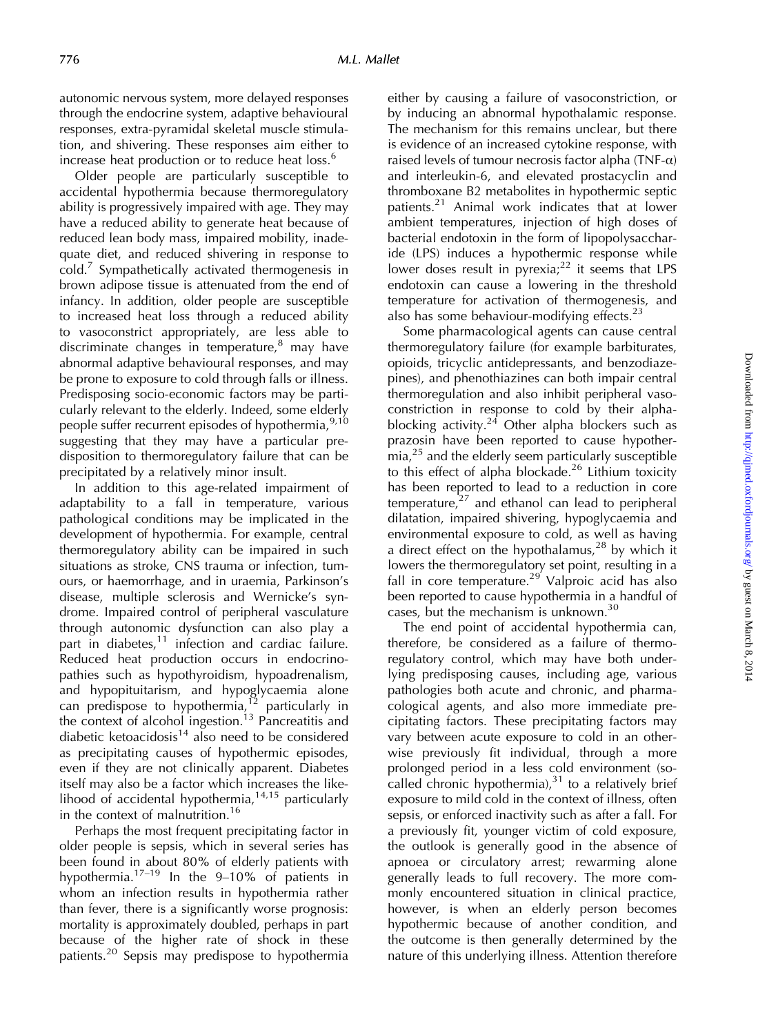autonomic nervous system, more delayed responses through the endocrine system, adaptive behavioural responses, extra-pyramidal skeletal muscle stimulation, and shivering. These responses aim either to increase heat production or to reduce heat loss.[6]

Older people are particularly susceptible to accidental hypothermia because thermoregulatory ability is progressively impaired with age. They may have a reduced ability to generate heat because of reduced lean body mass, impaired mobility, inadequate diet, and reduced shivering in response to cold.[7] Sympathetically activated thermogenesis in brown adipose tissue is attenuated from the end of infancy. In addition, older people are susceptible to increased heat loss through a reduced ability to vasoconstrict appropriately, are less able to discriminate changes in temperature,[8] may have abnormal adaptive behavioural responses, and may be prone to exposure to cold through falls or illness. Predisposing socio-economic factors may be particularly relevant to the elderly. Indeed, some elderly people suffer recurrent episodes of hypothermia,[9,10] suggesting that they may have a particular predisposition to thermoregulatory failure that can be precipitated by a relatively minor insult.

In addition to this age-related impairment of adaptability to a fall in temperature, various pathological conditions may be implicated in the development of hypothermia. For example, central thermoregulatory ability can be impaired in such situations as stroke, CNS trauma or infection, tumours, or haemorrhage, and in uraemia, Parkinson's disease, multiple sclerosis and Wernicke's syndrome. Impaired control of peripheral vasculature through autonomic dysfunction can also play a part in diabetes,[11] infection and cardiac failure. Reduced heat production occurs in endocrinopathies such as hypothyroidism, hypoadrenalism, and hypopituitarism, and hypoglycaemia alone can predispose to hypothermia,[12] particularly in the context of alcohol ingestion.[13] Pancreatitis and diabetic ketoacidosis[14] also need to be considered as precipitating causes of hypothermic episodes, even if they are not clinically apparent. Diabetes itself may also be a factor which increases the likelihood of accidental hypothermia,[14,15] particularly in the context of malnutrition.[16]

Perhaps the most frequent precipitating factor in older people is sepsis, which in several series has been found in about 80% of elderly patients with hypothermia.[17–19] In the 9–10% of patients in whom an infection results in hypothermia rather than fever, there is a significantly worse prognosis: mortality is approximately doubled, perhaps in part because of the higher rate of shock in these patients.[20] Sepsis may predispose to hypothermia either by causing a failure of vasoconstriction, or by inducing an abnormal hypothalamic response. The mechanism for this remains unclear, but there is evidence of an increased cytokine response, with raised levels of tumour necrosis factor alpha (TNF-$\alpha$) and interleukin-6, and elevated prostacyclin and thromboxane B2 metabolites in hypothermic septic patients.[21] Animal work indicates that at lower ambient temperatures, injection of high doses of bacterial endotoxin in the form of lipopolysaccharide (LPS) induces a hypothermic response while lower doses result in pyrexia;[22] it seems that LPS endotoxin can cause a lowering in the threshold temperature for activation of thermogenesis, and also has some behaviour-modifying effects.[23]

Some pharmacological agents can cause central thermoregulatory failure (for example barbiturates, opioids, tricyclic antidepressants, and benzodiazepines), and phenothiazines can both impair central thermoregulation and also inhibit peripheral vasoconstriction in response to cold by their alpha-blocking activity.[24] Other alpha blockers such as prazosin have been reported to cause hypothermia,[25] and the elderly seem particularly susceptible to this effect of alpha blockade.[26] Lithium toxicity has been reported to lead to a reduction in core temperature,[27] and ethanol can lead to peripheral dilatation, impaired shivering, hypoglycaemia and environmental exposure to cold, as well as having a direct effect on the hypothalamus,[28] by which it lowers the thermoregulatory set point, resulting in a fall in core temperature.[29] Valproic acid has also been reported to cause hypothermia in a handful of cases, but the mechanism is unknown.[30]

The end point of accidental hypothermia can, therefore, be considered as a failure of thermoregulatory control, which may have both underlying predisposing causes, including age, various pathologies both acute and chronic, and pharmacological agents, and also more immediate precipitating factors. These precipitating factors may vary between acute exposure to cold in an otherwise previously fit individual, through a more prolonged period in a less cold environment (so-called chronic hypothermia),[31] to a relatively brief exposure to mild cold in the context of illness, often sepsis, or enforced inactivity such as after a fall. For a previously fit, younger victim of cold exposure, the outlook is generally good in the absence of apnoea or circulatory arrest; rewarming alone generally leads to full recovery. The more commonly encountered situation in clinical practice, however, is when an elderly person becomes hypothermic because of another condition, and the outcome is then generally determined by the nature of this underlying illness. Attention therefore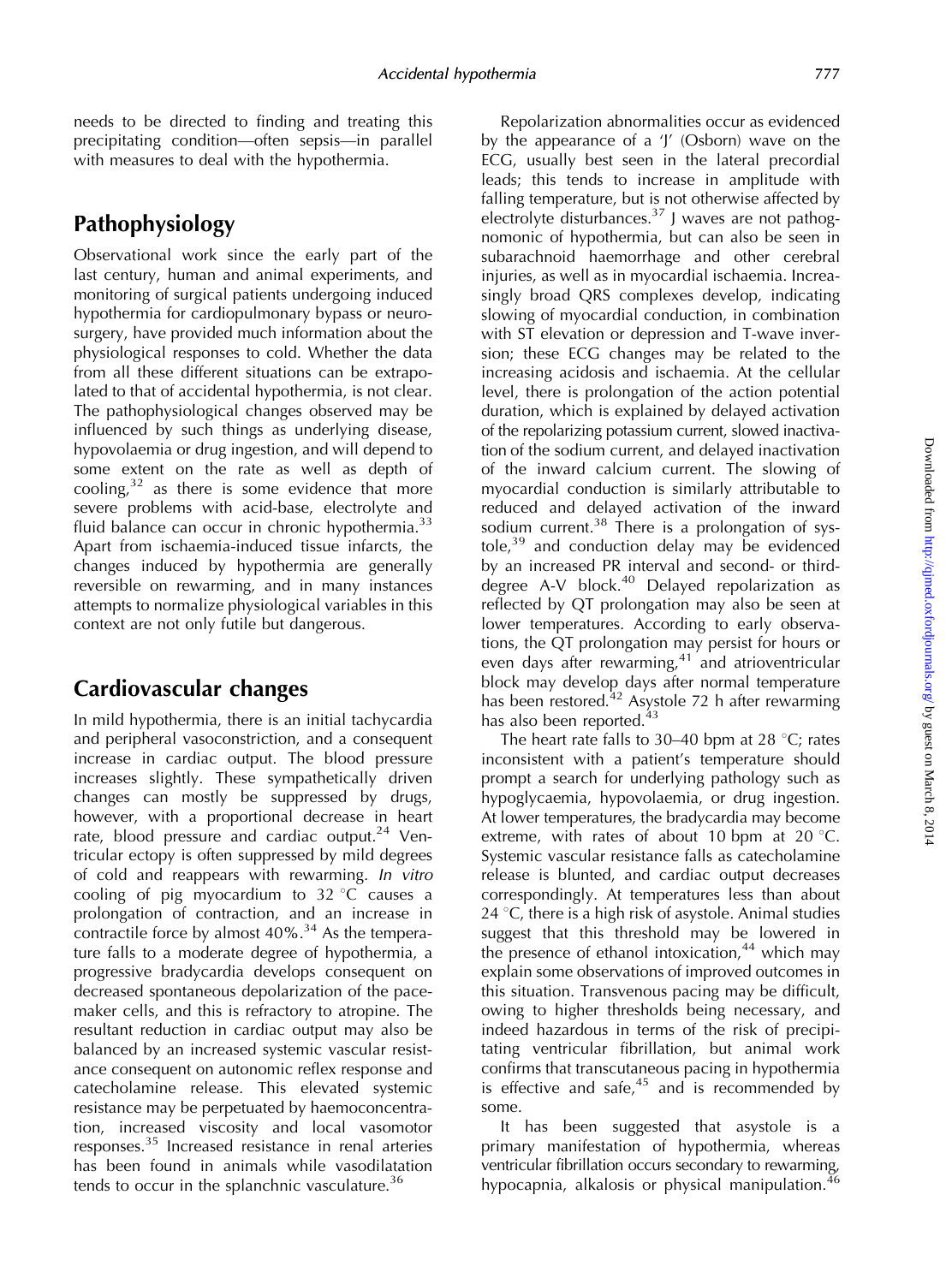needs to be directed to finding and treating this precipitating condition—often sepsis—in parallel with measures to deal with the hypothermia.

## Pathophysiology

Observational work since the early part of the last century, human and animal experiments, and monitoring of surgical patients undergoing induced hypothermia for cardiopulmonary bypass or neurosurgery, have provided much information about the physiological responses to cold. Whether the data from all these different situations can be extrapolated to that of accidental hypothermia, is not clear. The pathophysiological changes observed may be influenced by such things as underlying disease, hypovolaemia or drug ingestion, and will depend to some extent on the rate as well as depth of cooling,[32] as there is some evidence that more severe problems with acid-base, electrolyte and fluid balance can occur in chronic hypothermia.[33] Apart from ischaemia-induced tissue infarcts, the changes induced by hypothermia are generally reversible on rewarming, and in many instances attempts to normalize physiological variables in this context are not only futile but dangerous.

## Cardiovascular changes

In mild hypothermia, there is an initial tachycardia and peripheral vasoconstriction, and a consequent increase in cardiac output. The blood pressure increases slightly. These sympathetically driven changes can mostly be suppressed by drugs, however, with a proportional decrease in heart rate, blood pressure and cardiac output.[24] Ventricular ectopy is often suppressed by mild degrees of cold and reappears with rewarming. *In vitro* cooling of pig myocardium to 32 °C causes a prolongation of contraction, and an increase in contractile force by almost 40%.[34] As the temperature falls to a moderate degree of hypothermia, a progressive bradycardia develops consequent on decreased spontaneous depolarization of the pacemaker cells, and this is refractory to atropine. The resultant reduction in cardiac output may also be balanced by an increased systemic vascular resistance consequent on autonomic reflex response and catecholamine release. This elevated systemic resistance may be perpetuated by haemoconcentration, increased viscosity and local vasomotor responses.[35] Increased resistance in renal arteries has been found in animals while vasodilatation tends to occur in the splanchnic vasculature.[36]

Repolarization abnormalities occur as evidenced by the appearance of a 'J' (Osborn) wave on the ECG, usually best seen in the lateral precordial leads; this tends to increase in amplitude with falling temperature, but is not otherwise affected by electrolyte disturbances.[37] J waves are not pathognomonic of hypothermia, but can also be seen in subarachnoid haemorrhage and other cerebral injuries, as well as in myocardial ischaemia. Increasingly broad QRS complexes develop, indicating slowing of myocardial conduction, in combination with ST elevation or depression and T-wave inversion; these ECG changes may be related to the increasing acidosis and ischaemia. At the cellular level, there is prolongation of the action potential duration, which is explained by delayed activation of the repolarizing potassium current, slowed inactivation of the sodium current, and delayed inactivation of the inward calcium current. The slowing of myocardial conduction is similarly attributable to reduced and delayed activation of the inward sodium current.[38] There is a prolongation of systole,[39] and conduction delay may be evidenced by an increased PR interval and second- or third-degree A-V block.[40] Delayed repolarization as reflected by QT prolongation may also be seen at lower temperatures. According to early observations, the QT prolongation may persist for hours or even days after rewarming,[41] and atrioventricular block may develop days after normal temperature has been restored.[42] Asystole 72 h after rewarming has also been reported.[43]

The heart rate falls to 30–40 bpm at 28 °C; rates inconsistent with a patient's temperature should prompt a search for underlying pathology such as hypoglycaemia, hypovolaemia, or drug ingestion. At lower temperatures, the bradycardia may become extreme, with rates of about 10 bpm at 20 °C. Systemic vascular resistance falls as catecholamine release is blunted, and cardiac output decreases correspondingly. At temperatures less than about 24 °C, there is a high risk of asystole. Animal studies suggest that this threshold may be lowered in the presence of ethanol intoxication,[44] which may explain some observations of improved outcomes in this situation. Transvenous pacing may be difficult, owing to higher thresholds being necessary, and indeed hazardous in terms of the risk of precipitating ventricular fibrillation, but animal work confirms that transcutaneous pacing in hypothermia is effective and safe,[45] and is recommended by some.

It has been suggested that asystole is a primary manifestation of hypothermia, whereas ventricular fibrillation occurs secondary to rewarming, hypocapnia, alkalosis or physical manipulation.[46]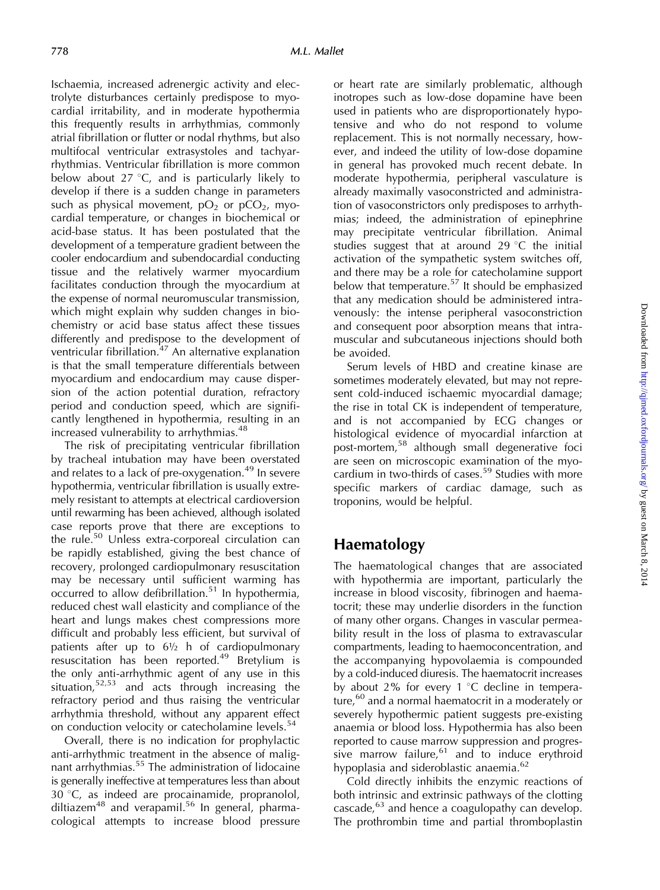Ischaemia, increased adrenergic activity and electrolyte disturbances certainly predispose to myocardial irritability, and in moderate hypothermia this frequently results in arrhythmias, commonly atrial fibrillation or flutter or nodal rhythms, but also multifocal ventricular extrasystoles and tachyarrhythmias. Ventricular fibrillation is more common below about 27 °C, and is particularly likely to develop if there is a sudden change in parameters such as physical movement, $pO_2$ or $pCO_2$, myocardial temperature, or changes in biochemical or acid-base status. It has been postulated that the development of a temperature gradient between the cooler endocardium and subendocardial conducting tissue and the relatively warmer myocardium facilitates conduction through the myocardium at the expense of normal neuromuscular transmission, which might explain why sudden changes in biochemistry or acid base status affect these tissues differently and predispose to the development of ventricular fibrillation.[47] An alternative explanation is that the small temperature differentials between myocardium and endocardium may cause dispersion of the action potential duration, refractory period and conduction speed, which are significantly lengthened in hypothermia, resulting in an increased vulnerability to arrhythmias.[48]

The risk of precipitating ventricular fibrillation by tracheal intubation may have been overstated and relates to a lack of pre-oxygenation.[49] In severe hypothermia, ventricular fibrillation is usually extremely resistant to attempts at electrical cardioversion until rewarming has been achieved, although isolated case reports prove that there are exceptions to the rule.[50] Unless extra-corporeal circulation can be rapidly established, giving the best chance of recovery, prolonged cardiopulmonary resuscitation may be necessary until sufficient warming has occurred to allow defibrillation.[51] In hypothermia, reduced chest wall elasticity and compliance of the heart and lungs makes chest compressions more difficult and probably less efficient, but survival of patients after up to 6½ h of cardiopulmonary resuscitation has been reported.[49] Bretylium is the only anti-arrhythmic agent of any use in this situation,[52,53] and acts through increasing the refractory period and thus raising the ventricular arrhythmia threshold, without any apparent effect on conduction velocity or catecholamine levels.[54]

Overall, there is no indication for prophylactic anti-arrhythmic treatment in the absence of malignant arrhythmias.[55] The administration of lidocaine is generally ineffective at temperatures less than about 30 °C, as indeed are procainamide, propranolol, diltiazem[48] and verapamil.[56] In general, pharmacological attempts to increase blood pressure or heart rate are similarly problematic, although inotropes such as low-dose dopamine have been used in patients who are disproportionately hypotensive and who do not respond to volume replacement. This is not normally necessary, however, and indeed the utility of low-dose dopamine in general has provoked much recent debate. In moderate hypothermia, peripheral vasculature is already maximally vasoconstricted and administration of vasoconstrictors only predisposes to arrhythmias; indeed, the administration of epinephrine may precipitate ventricular fibrillation. Animal studies suggest that at around 29 °C the initial activation of the sympathetic system switches off, and there may be a role for catecholamine support below that temperature.[57] It should be emphasized that any medication should be administered intravenously: the intense peripheral vasoconstriction and consequent poor absorption means that intramuscular and subcutaneous injections should both be avoided.

Serum levels of HBD and creatine kinase are sometimes moderately elevated, but may not represent cold-induced ischaemic myocardial damage; the rise in total CK is independent of temperature, and is not accompanied by ECG changes or histological evidence of myocardial infarction at post-mortem,[58] although small degenerative foci are seen on microscopic examination of the myocardium in two-thirds of cases.[59] Studies with more specific markers of cardiac damage, such as troponins, would be helpful.

## Haematology

The haematological changes that are associated with hypothermia are important, particularly the increase in blood viscosity, fibrinogen and haematocrit; these may underlie disorders in the function of many other organs. Changes in vascular permeability result in the loss of plasma to extravascular compartments, leading to haemoconcentration, and the accompanying hypovolaemia is compounded by a cold-induced diuresis. The haematocrit increases by about 2% for every 1 °C decline in temperature,[60] and a normal haematocrit in a moderately or severely hypothermic patient suggests pre-existing anaemia or blood loss. Hypothermia has also been reported to cause marrow suppression and progressive marrow failure,[61] and to induce erythroid hypoplasia and sideroblastic anaemia.[62]

Cold directly inhibits the enzymic reactions of both intrinsic and extrinsic pathways of the clotting cascade,[63] and hence a coagulopathy can develop. The prothrombin time and partial thromboplastin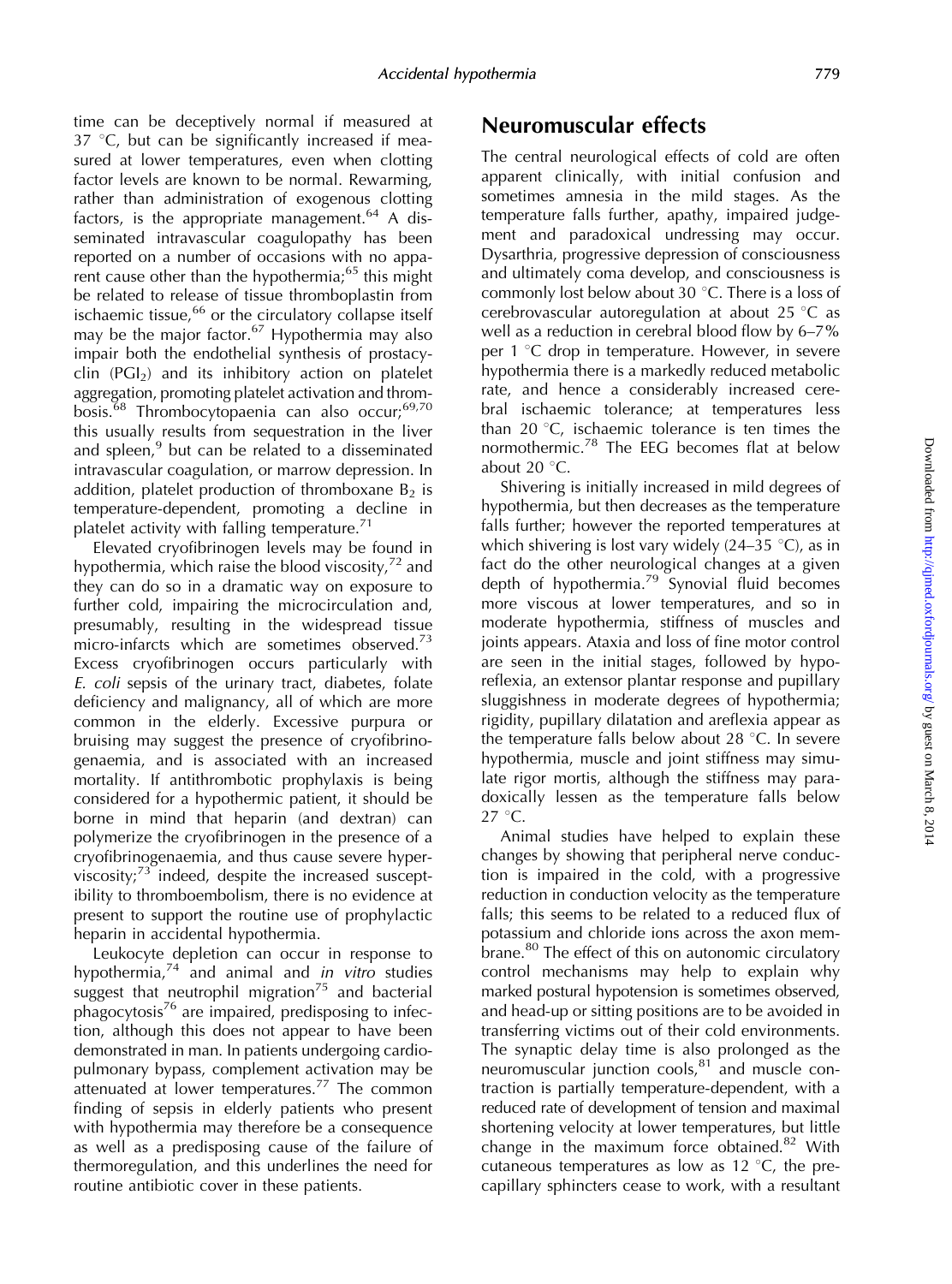time can be deceptively normal if measured at 37 °C, but can be significantly increased if measured at lower temperatures, even when clotting factor levels are known to be normal. Rewarming, rather than administration of exogenous clotting factors, is the appropriate management.[64] A disseminated intravascular coagulopathy has been reported on a number of occasions with no apparent cause other than the hypothermia;[65] this might be related to release of tissue thromboplastin from ischaemic tissue,[66] or the circulatory collapse itself may be the major factor.[67] Hypothermia may also impair both the endothelial synthesis of prostacyclin ($PGI_2$) and its inhibitory action on platelet aggregation, promoting platelet activation and thrombosis.[68] Thrombocytopaenia can also occur;[69,70] this usually results from sequestration in the liver and spleen,[9] but can be related to a disseminated intravascular coagulation, or marrow depression. In addition, platelet production of thromboxane $B_2$ is temperature-dependent, promoting a decline in platelet activity with falling temperature.[71]

Elevated cryofibrinogen levels may be found in hypothermia, which raise the blood viscosity,[72] and they can do so in a dramatic way on exposure to further cold, impairing the microcirculation and, presumably, resulting in the widespread tissue micro-infarcts which are sometimes observed.[73] Excess cryofibrinogen occurs particularly with *E. coli* sepsis of the urinary tract, diabetes, folate deficiency and malignancy, all of which are more common in the elderly. Excessive purpura or bruising may suggest the presence of cryofibrinogenaemia, and is associated with an increased mortality. If antithrombotic prophylaxis is being considered for a hypothermic patient, it should be borne in mind that heparin (and dextran) can polymerize the cryofibrinogen in the presence of a cryofibrinogenaemia, and thus cause severe hyperviscosity;[73] indeed, despite the increased susceptibility to thromboembolism, there is no evidence at present to support the routine use of prophylactic heparin in accidental hypothermia.

Leukocyte depletion can occur in response to hypothermia,[74] and animal and *in vitro* studies suggest that neutrophil migration[75] and bacterial phagocytosis[76] are impaired, predisposing to infection, although this does not appear to have been demonstrated in man. In patients undergoing cardiopulmonary bypass, complement activation may be attenuated at lower temperatures.[77] The common finding of sepsis in elderly patients who present with hypothermia may therefore be a consequence as well as a predisposing cause of the failure of thermoregulation, and this underlines the need for routine antibiotic cover in these patients.

## Neuromuscular effects

The central neurological effects of cold are often apparent clinically, with initial confusion and sometimes amnesia in the mild stages. As the temperature falls further, apathy, impaired judgement and paradoxical undressing may occur. Dysarthria, progressive depression of consciousness and ultimately coma develop, and consciousness is commonly lost below about 30 °C. There is a loss of cerebrovascular autoregulation at about 25 °C as well as a reduction in cerebral blood flow by 6–7% per 1 °C drop in temperature. However, in severe hypothermia there is a markedly reduced metabolic rate, and hence a considerably increased cerebral ischaemic tolerance; at temperatures less than 20 °C, ischaemic tolerance is ten times the normothermic.[78] The EEG becomes flat at below about 20 °C.

Shivering is initially increased in mild degrees of hypothermia, but then decreases as the temperature falls further; however the reported temperatures at which shivering is lost vary widely (24–35 °C), as in fact do the other neurological changes at a given depth of hypothermia.[79] Synovial fluid becomes more viscous at lower temperatures, and so in moderate hypothermia, stiffness of muscles and joints appears. Ataxia and loss of fine motor control are seen in the initial stages, followed by hyporeflexia, an extensor plantar response and pupillary sluggishness in moderate degrees of hypothermia; rigidity, pupillary dilatation and areflexia appear as the temperature falls below about 28 °C. In severe hypothermia, muscle and joint stiffness may simulate rigor mortis, although the stiffness may paradoxically lessen as the temperature falls below 27 °C.

Animal studies have helped to explain these changes by showing that peripheral nerve conduction is impaired in the cold, with a progressive reduction in conduction velocity as the temperature falls; this seems to be related to a reduced flux of potassium and chloride ions across the axon membrane.[80] The effect of this on autonomic circulatory control mechanisms may help to explain why marked postural hypotension is sometimes observed, and head-up or sitting positions are to be avoided in transferring victims out of their cold environments. The synaptic delay time is also prolonged as the neuromuscular junction cools,[81] and muscle contraction is partially temperature-dependent, with a reduced rate of development of tension and maximal shortening velocity at lower temperatures, but little change in the maximum force obtained.[82] With cutaneous temperatures as low as 12 °C, the precapillary sphincters cease to work, with a resultant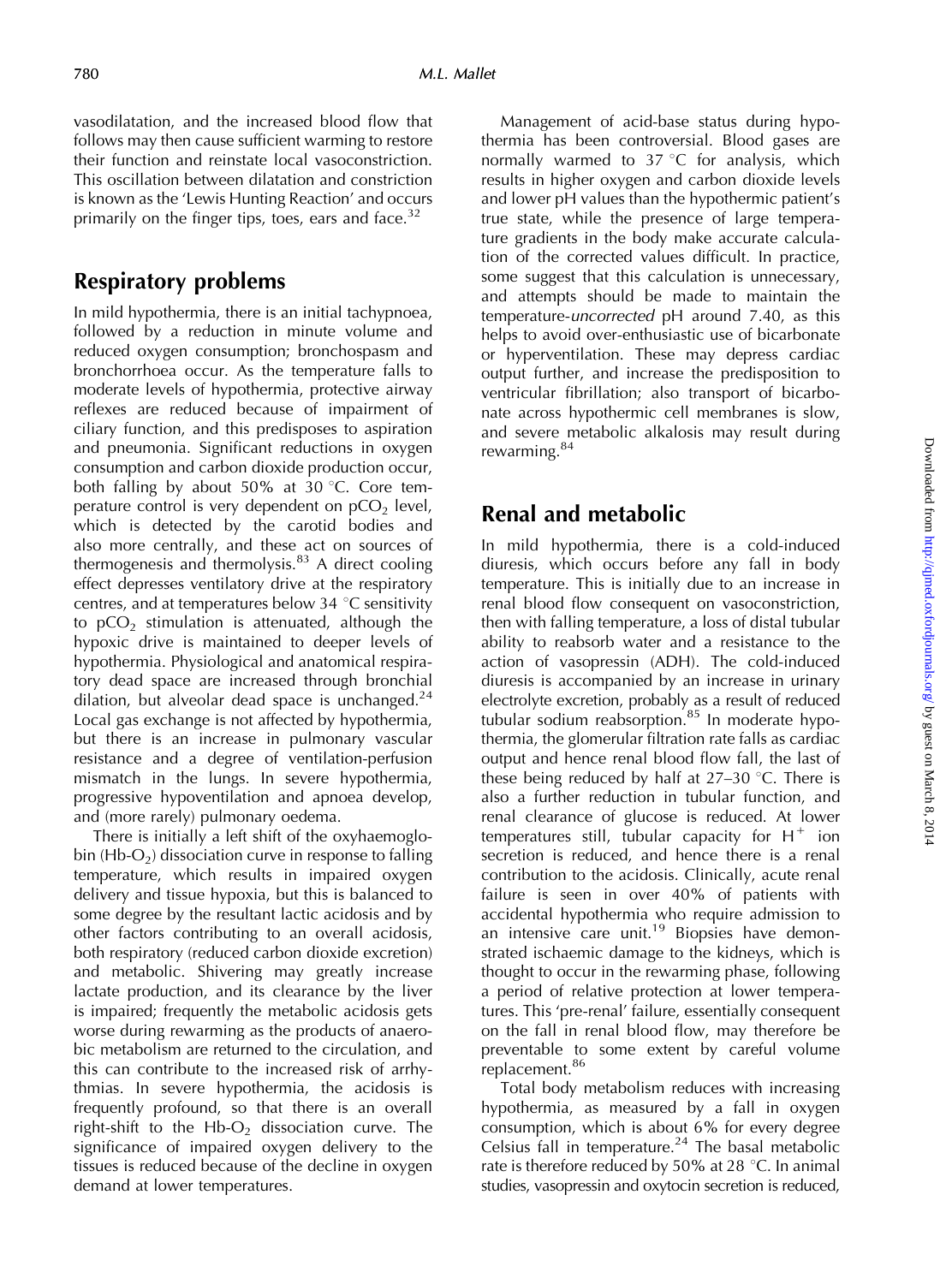vasodilatation, and the increased blood flow that follows may then cause sufficient warming to restore their function and reinstate local vasoconstriction. This oscillation between dilatation and constriction is known as the 'Lewis Hunting Reaction' and occurs primarily on the finger tips, toes, ears and face.[32]

## Respiratory problems

In mild hypothermia, there is an initial tachypnoea, followed by a reduction in minute volume and reduced oxygen consumption; bronchospasm and bronchorrhoea occur. As the temperature falls to moderate levels of hypothermia, protective airway reflexes are reduced because of impairment of ciliary function, and this predisposes to aspiration and pneumonia. Significant reductions in oxygen consumption and carbon dioxide production occur, both falling by about 50% at 30 °C. Core temperature control is very dependent on $pCO_2$ level, which is detected by the carotid bodies and also more centrally, and these act on sources of thermogenesis and thermolysis.[83] A direct cooling effect depresses ventilatory drive at the respiratory centres, and at temperatures below 34 °C sensitivity to $pCO_2$ stimulation is attenuated, although the hypoxic drive is maintained to deeper levels of hypothermia. Physiological and anatomical respiratory dead space are increased through bronchial dilation, but alveolar dead space is unchanged.[24] Local gas exchange is not affected by hypothermia, but there is an increase in pulmonary vascular resistance and a degree of ventilation-perfusion mismatch in the lungs. In severe hypothermia, progressive hypoventilation and apnoea develop, and (more rarely) pulmonary oedema.

There is initially a left shift of the oxyhaemoglobin ($Hb\text{-}O_2$) dissociation curve in response to falling temperature, which results in impaired oxygen delivery and tissue hypoxia, but this is balanced to some degree by the resultant lactic acidosis and by other factors contributing to an overall acidosis, both respiratory (reduced carbon dioxide excretion) and metabolic. Shivering may greatly increase lactate production, and its clearance by the liver is impaired; frequently the metabolic acidosis gets worse during rewarming as the products of anaerobic metabolism are returned to the circulation, and this can contribute to the increased risk of arrhythmias. In severe hypothermia, the acidosis is frequently profound, so that there is an overall right-shift to the $Hb\text{-}O_2$ dissociation curve. The significance of impaired oxygen delivery to the tissues is reduced because of the decline in oxygen demand at lower temperatures.

Management of acid-base status during hypothermia has been controversial. Blood gases are normally warmed to 37 °C for analysis, which results in higher oxygen and carbon dioxide levels and lower pH values than the hypothermic patient's true state, while the presence of large temperature gradients in the body make accurate calculation of the corrected values difficult. In practice, some suggest that this calculation is unnecessary, and attempts should be made to maintain the temperature-*uncorrected* pH around 7.40, as this helps to avoid over-enthusiastic use of bicarbonate or hyperventilation. These may depress cardiac output further, and increase the predisposition to ventricular fibrillation; also transport of bicarbonate across hypothermic cell membranes is slow, and severe metabolic alkalosis may result during rewarming.[84]

## Renal and metabolic

In mild hypothermia, there is a cold-induced diuresis, which occurs before any fall in body temperature. This is initially due to an increase in renal blood flow consequent on vasoconstriction, then with falling temperature, a loss of distal tubular ability to reabsorb water and a resistance to the action of vasopressin (ADH). The cold-induced diuresis is accompanied by an increase in urinary electrolyte excretion, probably as a result of reduced tubular sodium reabsorption.[85] In moderate hypothermia, the glomerular filtration rate falls as cardiac output and hence renal blood flow fall, the last of these being reduced by half at 27–30 °C. There is also a further reduction in tubular function, and renal clearance of glucose is reduced. At lower temperatures still, tubular capacity for $H^+$ ion secretion is reduced, and hence there is a renal contribution to the acidosis. Clinically, acute renal failure is seen in over 40% of patients with accidental hypothermia who require admission to an intensive care unit.[19] Biopsies have demonstrated ischaemic damage to the kidneys, which is thought to occur in the rewarming phase, following a period of relative protection at lower temperatures. This 'pre-renal' failure, essentially consequent on the fall in renal blood flow, may therefore be preventable to some extent by careful volume replacement.[86]

Total body metabolism reduces with increasing hypothermia, as measured by a fall in oxygen consumption, which is about 6% for every degree Celsius fall in temperature.[24] The basal metabolic rate is therefore reduced by 50% at 28 °C. In animal studies, vasopressin and oxytocin secretion is reduced,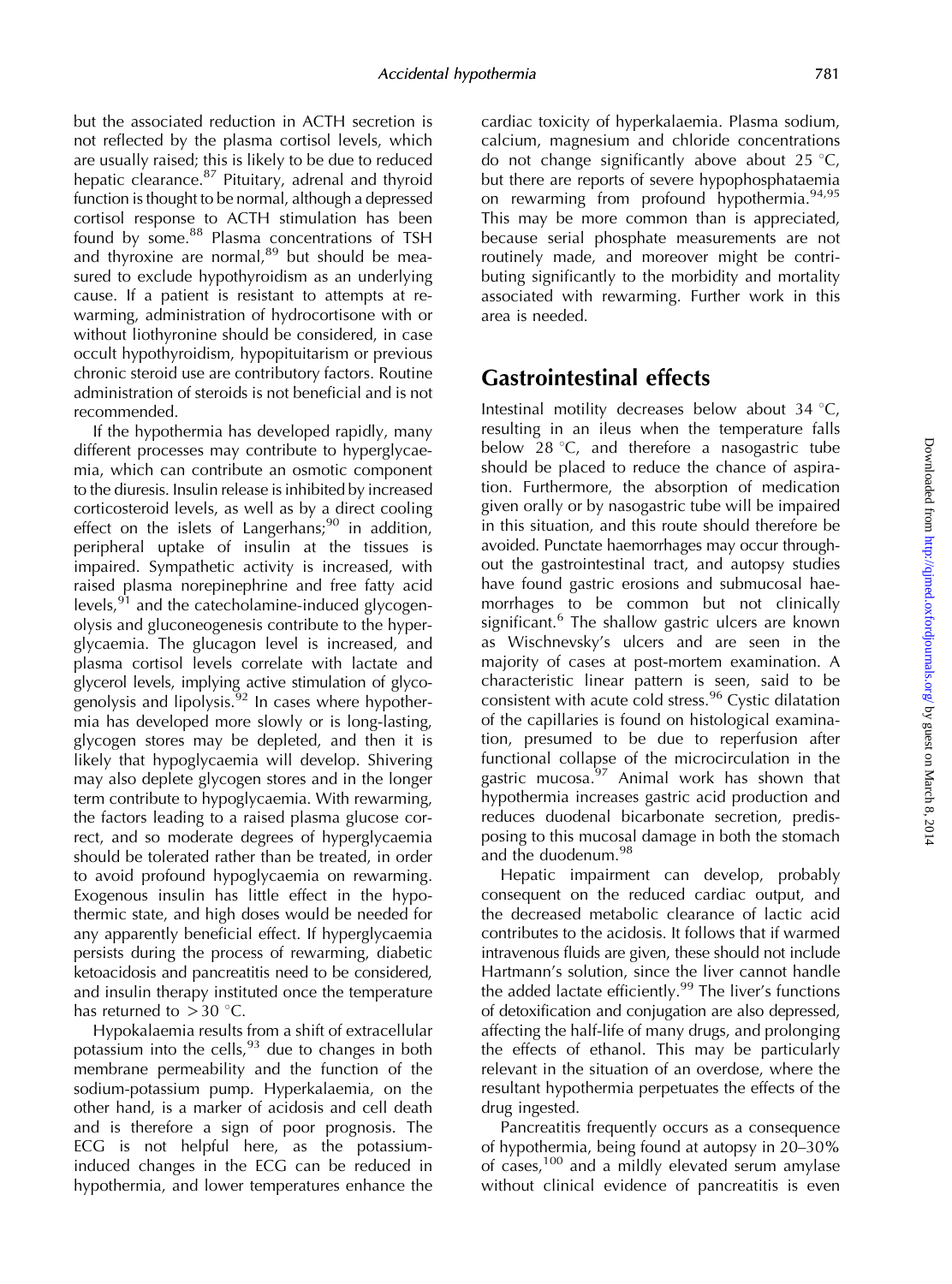but the associated reduction in ACTH secretion is not reflected by the plasma cortisol levels, which are usually raised; this is likely to be due to reduced hepatic clearance.[87] Pituitary, adrenal and thyroid function is thought to be normal, although a depressed cortisol response to ACTH stimulation has been found by some.[88] Plasma concentrations of TSH and thyroxine are normal,[89] but should be measured to exclude hypothyroidism as an underlying cause. If a patient is resistant to attempts at re-warming, administration of hydrocortisone with or without liothyronine should be considered, in case occult hypothyroidism, hypopituitarism or previous chronic steroid use are contributory factors. Routine administration of steroids is not beneficial and is not recommended.

If the hypothermia has developed rapidly, many different processes may contribute to hyperglycaemia, which can contribute an osmotic component to the diuresis. Insulin release is inhibited by increased corticosteroid levels, as well as by a direct cooling effect on the islets of Langerhans;[90] in addition, peripheral uptake of insulin at the tissues is impaired. Sympathetic activity is increased, with raised plasma norepinephrine and free fatty acid levels,[91] and the catecholamine-induced glycogenolysis and gluconeogenesis contribute to the hyperglycaemia. The glucagon level is increased, and plasma cortisol levels correlate with lactate and glycerol levels, implying active stimulation of glycogenolysis and lipolysis.[92] In cases where hypothermia has developed more slowly or is long-lasting, glycogen stores may be depleted, and then it is likely that hypoglycaemia will develop. Shivering may also deplete glycogen stores and in the longer term contribute to hypoglycaemia. With rewarming, the factors leading to a raised plasma glucose correct, and so moderate degrees of hyperglycaemia should be tolerated rather than be treated, in order to avoid profound hypoglycaemia on rewarming. Exogenous insulin has little effect in the hypothermic state, and high doses would be needed for any apparently beneficial effect. If hyperglycaemia persists during the process of rewarming, diabetic ketoacidosis and pancreatitis need to be considered, and insulin therapy instituted once the temperature has returned to $>30$ °C.

Hypokalaemia results from a shift of extracellular potassium into the cells,[93] due to changes in both membrane permeability and the function of the sodium-potassium pump. Hyperkalaemia, on the other hand, is a marker of acidosis and cell death and is therefore a sign of poor prognosis. The ECG is not helpful here, as the potassium-induced changes in the ECG can be reduced in hypothermia, and lower temperatures enhance the cardiac toxicity of hyperkalaemia. Plasma sodium, calcium, magnesium and chloride concentrations do not change significantly above about 25 °C, but there are reports of severe hypophosphataemia on rewarming from profound hypothermia.[94,95] This may be more common than is appreciated, because serial phosphate measurements are not routinely made, and moreover might be contributing significantly to the morbidity and mortality associated with rewarming. Further work in this area is needed.

## Gastrointestinal effects

Intestinal motility decreases below about 34 °C, resulting in an ileus when the temperature falls below 28 °C, and therefore a nasogastric tube should be placed to reduce the chance of aspiration. Furthermore, the absorption of medication given orally or by nasogastric tube will be impaired in this situation, and this route should therefore be avoided. Punctate haemorrhages may occur throughout the gastrointestinal tract, and autopsy studies have found gastric erosions and submucosal haemorrhages to be common but not clinically significant.[6] The shallow gastric ulcers are known as Wischnevsky's ulcers and are seen in the majority of cases at post-mortem examination. A characteristic linear pattern is seen, said to be consistent with acute cold stress.[96] Cystic dilatation of the capillaries is found on histological examination, presumed to be due to reperfusion after functional collapse of the microcirculation in the gastric mucosa.[97] Animal work has shown that hypothermia increases gastric acid production and reduces duodenal bicarbonate secretion, predisposing to this mucosal damage in both the stomach and the duodenum.[98]

Hepatic impairment can develop, probably consequent on the reduced cardiac output, and the decreased metabolic clearance of lactic acid contributes to the acidosis. It follows that if warmed intravenous fluids are given, these should not include Hartmann's solution, since the liver cannot handle the added lactate efficiently.[99] The liver's functions of detoxification and conjugation are also depressed, affecting the half-life of many drugs, and prolonging the effects of ethanol. This may be particularly relevant in the situation of an overdose, where the resultant hypothermia perpetuates the effects of the drug ingested.

Pancreatitis frequently occurs as a consequence of hypothermia, being found at autopsy in 20–30% of cases,[100] and a mildly elevated serum amylase without clinical evidence of pancreatitis is even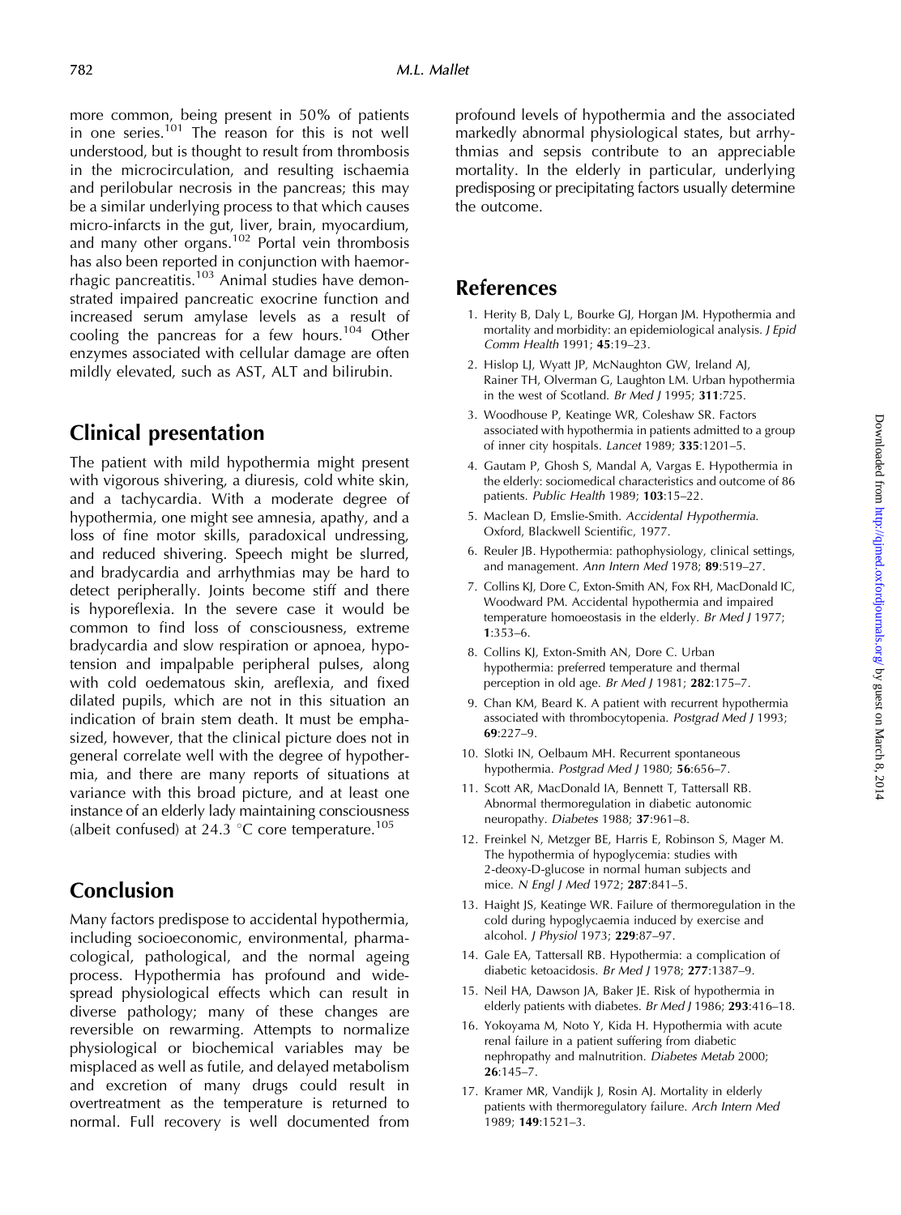more common, being present in 50% of patients in one series.[101] The reason for this is not well understood, but is thought to result from thrombosis in the microcirculation, and resulting ischaemia and perilobular necrosis in the pancreas; this may be a similar underlying process to that which causes micro-infarcts in the gut, liver, brain, myocardium, and many other organs.[102] Portal vein thrombosis has also been reported in conjunction with haemorrhagic pancreatitis.[103] Animal studies have demonstrated impaired pancreatic exocrine function and increased serum amylase levels as a result of cooling the pancreas for a few hours.[104] Other enzymes associated with cellular damage are often mildly elevated, such as AST, ALT and bilirubin.

## Clinical presentation

The patient with mild hypothermia might present with vigorous shivering, a diuresis, cold white skin, and a tachycardia. With a moderate degree of hypothermia, one might see amnesia, apathy, and a loss of fine motor skills, paradoxical undressing, and reduced shivering. Speech might be slurred, and bradycardia and arrhythmias may be hard to detect peripherally. Joints become stiff and there is hyporeflexia. In the severe case it would be common to find loss of consciousness, extreme bradycardia and slow respiration or apnoea, hypotension and impalpable peripheral pulses, along with cold oedematous skin, areflexia, and fixed dilated pupils, which are not in this situation an indication of brain stem death. It must be emphasized, however, that the clinical picture does not in general correlate well with the degree of hypothermia, and there are many reports of situations at variance with this broad picture, and at least one instance of an elderly lady maintaining consciousness (albeit confused) at 24.3 °C core temperature.[105]

## Conclusion

Many factors predispose to accidental hypothermia, including socioeconomic, environmental, pharmacological, pathological, and the normal ageing process. Hypothermia has profound and widespread physiological effects which can result in diverse pathology; many of these changes are reversible on rewarming. Attempts to normalize physiological or biochemical variables may be misplaced as well as futile, and delayed metabolism and excretion of many drugs could result in overtreatment as the temperature is returned to normal. Full recovery is well documented from profound levels of hypothermia and the associated markedly abnormal physiological states, but arrhythmias and sepsis contribute to an appreciable mortality. In the elderly in particular, underlying predisposing or precipitating factors usually determine the outcome.

## References

1. Herity B, Daly L, Bourke GJ, Horgan JM. Hypothermia and mortality and morbidity: an epidemiological analysis. *J Epid Comm Health* 1991; **45**:19–23.
2. Hislop LJ, Wyatt JP, McNaughton GW, Ireland AJ, Rainer TH, Olverman G, Laughton LM. Urban hypothermia in the west of Scotland. *Br Med J* 1995; **311**:725.
3. Woodhouse P, Keatinge WR, Coleshaw SR. Factors associated with hypothermia in patients admitted to a group of inner city hospitals. *Lancet* 1989; **335**:1201–5.
4. Gautam P, Ghosh S, Mandal A, Vargas E. Hypothermia in the elderly: sociomedical characteristics and outcome of 86 patients. *Public Health* 1989; **103**:15–22.
5. Maclean D, Emslie-Smith. *Accidental Hypothermia.* Oxford, Blackwell Scientific, 1977.
6. Reuler JB. Hypothermia: pathophysiology, clinical settings, and management. *Ann Intern Med* 1978; **89**:519–27.
7. Collins KJ, Dore C, Exton-Smith AN, Fox RH, MacDonald IC, Woodward PM. Accidental hypothermia and impaired temperature homoeostasis in the elderly. *Br Med J* 1977; **1**:353–6.
8. Collins KJ, Exton-Smith AN, Dore C. Urban hypothermia: preferred temperature and thermal perception in old age. *Br Med J* 1981; **282**:175–7.
9. Chan KM, Beard K. A patient with recurrent hypothermia associated with thrombocytopenia. *Postgrad Med J* 1993; **69**:227–9.
10. Slotki IN, Oelbaum MH. Recurrent spontaneous hypothermia. *Postgrad Med J* 1980; **56**:656–7.
11. Scott AR, MacDonald IA, Bennett T, Tattersall RB. Abnormal thermoregulation in diabetic autonomic neuropathy. *Diabetes* 1988; **37**:961–8.
12. Freinkel N, Metzger BE, Harris E, Robinson S, Mager M. The hypothermia of hypoglycemia: studies with 2-deoxy-D-glucose in normal human subjects and mice. *N Engl J Med* 1972; **287**:841–5.
13. Haight JS, Keatinge WR. Failure of thermoregulation in the cold during hypoglycaemia induced by exercise and alcohol. *J Physiol* 1973; **229**:87–97.
14. Gale EA, Tattersall RB. Hypothermia: a complication of diabetic ketoacidosis. *Br Med J* 1978; **277**:1387–9.
15. Neil HA, Dawson JA, Baker JE. Risk of hypothermia in elderly patients with diabetes. *Br Med J* 1986; **293**:416–18.
16. Yokoyama M, Noto Y, Kida H. Hypothermia with acute renal failure in a patient suffering from diabetic nephropathy and malnutrition. *Diabetes Metab* 2000; **26**:145–7.
17. Kramer MR, Vandijk J, Rosin AJ. Mortality in elderly patients with thermoregulatory failure. *Arch Intern Med* 1989; **149**:1521–3.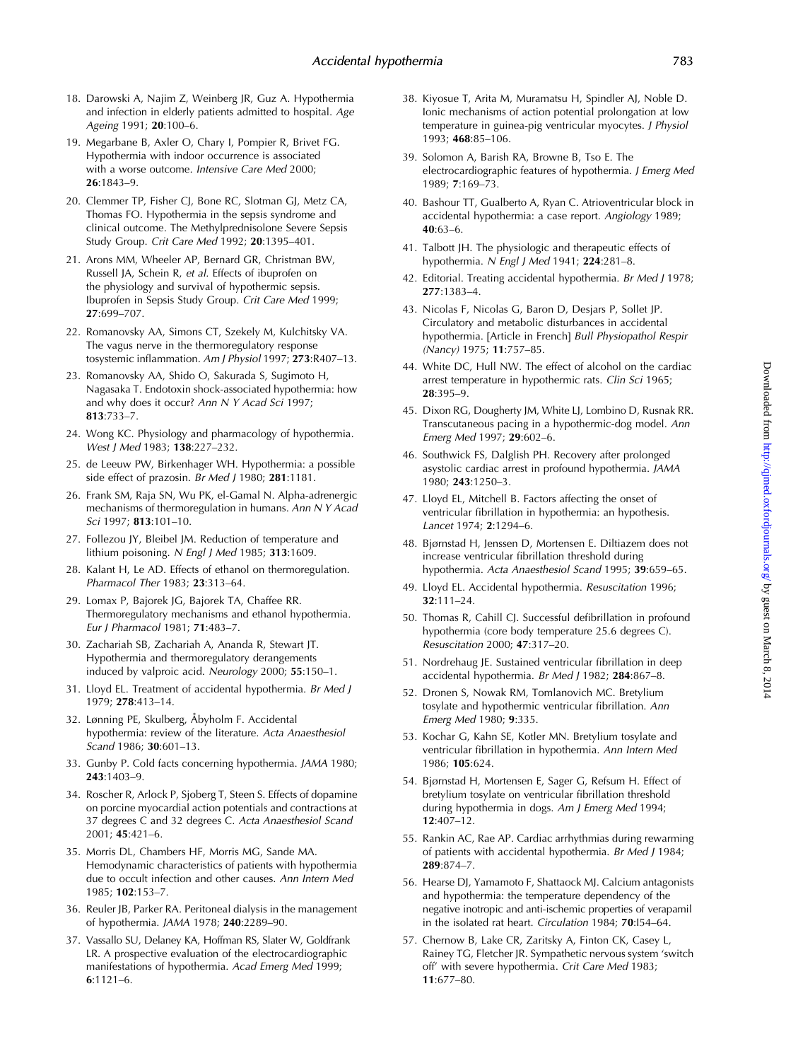18. Darowski A, Najim Z, Weinberg JR, Guz A. Hypothermia and infection in elderly patients admitted to hospital. *Age Ageing* 1991; **20**:100–6.
19. Megarbane B, Axler O, Chary I, Pompier R, Brivet FG. Hypothermia with indoor occurrence is associated with a worse outcome. *Intensive Care Med* 2000; **26**:1843–9.
20. Clemmer TP, Fisher CJ, Bone RC, Slotman GJ, Metz CA, Thomas FO. Hypothermia in the sepsis syndrome and clinical outcome. The Methylprednisolone Severe Sepsis Study Group. *Crit Care Med* 1992; **20**:1395–401.
21. Arons MM, Wheeler AP, Bernard GR, Christman BW, Russell JA, Schein R, *et al.* Effects of ibuprofen on the physiology and survival of hypothermic sepsis. Ibuprofen in Sepsis Study Group. *Crit Care Med* 1999; **27**:699–707.
22. Romanovsky AA, Simons CT, Szekely M, Kulchitsky VA. The vagus nerve in the thermoregulatory response tosystemic inflammation. *Am J Physiol* 1997; **273**:R407–13.
23. Romanovsky AA, Shido O, Sakurada S, Sugimoto H, Nagasaka T. Endotoxin shock-associated hypothermia: how and why does it occur? *Ann N Y Acad Sci* 1997; **813**:733–7.
24. Wong KC. Physiology and pharmacology of hypothermia. *West J Med* 1983; **138**:227–232.
25. de Leeuw PW, Birkenhager WH. Hypothermia: a possible side effect of prazosin. *Br Med J* 1980; **281**:1181.
26. Frank SM, Raja SN, Wu PK, el-Gamal N. Alpha-adrenergic mechanisms of thermoregulation in humans. *Ann N Y Acad Sci* 1997; **813**:101–10.
27. Follezou JY, Bleibel JM. Reduction of temperature and lithium poisoning. *N Engl J Med* 1985; **313**:1609.
28. Kalant H, Le AD. Effects of ethanol on thermoregulation. *Pharmacol Ther* 1983; **23**:313–64.
29. Lomax P, Bajorek JG, Bajorek TA, Chaffee RR. Thermoregulatory mechanisms and ethanol hypothermia. *Eur J Pharmacol* 1981; **71**:483–7.
30. Zachariah SB, Zachariah A, Ananda R, Stewart JT. Hypothermia and thermoregulatory derangements induced by valproic acid. *Neurology* 2000; **55**:150–1.
31. Lloyd EL. Treatment of accidental hypothermia. *Br Med J* 1979; **278**:413–14.
32. Lønning PE, Skulberg, Åbyholm F. Accidental hypothermia: review of the literature. *Acta Anaesthesiol Scand* 1986; **30**:601–13.
33. Gunby P. Cold facts concerning hypothermia. *JAMA* 1980; **243**:1403–9.
34. Roscher R, Arlock P, Sjoberg T, Steen S. Effects of dopamine on porcine myocardial action potentials and contractions at 37 degrees C and 32 degrees C. *Acta Anaesthesiol Scand* 2001; **45**:421–6.
35. Morris DL, Chambers HF, Morris MG, Sande MA. Hemodynamic characteristics of patients with hypothermia due to occult infection and other causes. *Ann Intern Med* 1985; **102**:153–7.
36. Reuler JB, Parker RA. Peritoneal dialysis in the management of hypothermia. *JAMA* 1978; **240**:2289–90.
37. Vassallo SU, Delaney KA, Hoffman RS, Slater W, Goldfrank LR. A prospective evaluation of the electrocardiographic manifestations of hypothermia. *Acad Emerg Med* 1999; **6**:1121–6.
38. Kiyosue T, Arita M, Muramatsu H, Spindler AJ, Noble D. Ionic mechanisms of action potential prolongation at low temperature in guinea-pig ventricular myocytes. *J Physiol* 1993; **468**:85–106.
39. Solomon A, Barish RA, Browne B, Tso E. The electrocardiographic features of hypothermia. *J Emerg Med* 1989; **7**:169–73.
40. Bashour TT, Gualberto A, Ryan C. Atrioventricular block in accidental hypothermia: a case report. *Angiology* 1989; **40**:63–6.
41. Talbott JH. The physiologic and therapeutic effects of hypothermia. *N Engl J Med* 1941; **224**:281–8.
42. Editorial. Treating accidental hypothermia. *Br Med J* 1978; **277**:1383–4.
43. Nicolas F, Nicolas G, Baron D, Desjars P, Sollet JP. Circulatory and metabolic disturbances in accidental hypothermia. [Article in French] *Bull Physiopathol Respir (Nancy)* 1975; **11**:757–85.
44. White DC, Hull NW. The effect of alcohol on the cardiac arrest temperature in hypothermic rats. *Clin Sci* 1965; **28**:395–9.
45. Dixon RG, Dougherty JM, White LJ, Lombino D, Rusnak RR. Transcutaneous pacing in a hypothermic-dog model. *Ann Emerg Med* 1997; **29**:602–6.
46. Southwick FS, Dalglish PH. Recovery after prolonged asystolic cardiac arrest in profound hypothermia. *JAMA* 1980; **243**:1250–3.
47. Lloyd EL, Mitchell B. Factors affecting the onset of ventricular fibrillation in hypothermia: an hypothesis. *Lancet* 1974; **2**:1294–6.
48. Bjørnstad H, Jenssen D, Mortensen E. Diltiazem does not increase ventricular fibrillation threshold during hypothermia. *Acta Anaesthesiol Scand* 1995; **39**:659–65.
49. Lloyd EL. Accidental hypothermia. *Resuscitation* 1996; **32**:111–24.
50. Thomas R, Cahill CJ. Successful defibrillation in profound hypothermia (core body temperature 25.6 degrees C). *Resuscitation* 2000; **47**:317–20.
51. Nordrehaug JE. Sustained ventricular fibrillation in deep accidental hypothermia. *Br Med J* 1982; **284**:867–8.
52. Dronen S, Nowak RM, Tomlanovich MC. Bretylium tosylate and hypothermic ventricular fibrillation. *Ann Emerg Med* 1980; **9**:335.
53. Kochar G, Kahn SE, Kotler MN. Bretylium tosylate and ventricular fibrillation in hypothermia. *Ann Intern Med* 1986; **105**:624.
54. Bjørnstad H, Mortensen E, Sager G, Refsum H. Effect of bretylium tosylate on ventricular fibrillation threshold during hypothermia in dogs. *Am J Emerg Med* 1994; **12**:407–12.
55. Rankin AC, Rae AP. Cardiac arrhythmias during rewarming of patients with accidental hypothermia. *Br Med J* 1984; **289**:874–7.
56. Hearse DJ, Yamamoto F, Shattaock MJ. Calcium antagonists and hypothermia: the temperature dependency of the negative inotropic and anti-ischemic properties of verapamil in the isolated rat heart. *Circulation* 1984; **70**:I54–64.
57. Chernow B, Lake CR, Zaritsky A, Finton CK, Casey L, Rainey TG, Fletcher JR. Sympathetic nervous system 'switch off' with severe hypothermia. *Crit Care Med* 1983; **11**:677–80.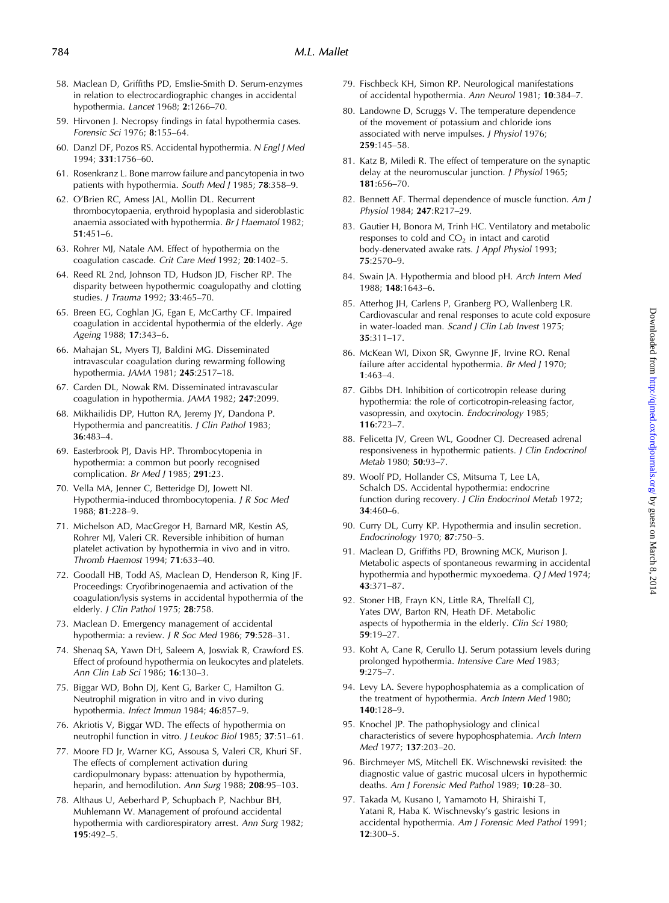58. Maclean D, Griffiths PD, Emslie-Smith D. Serum-enzymes in relation to electrocardiographic changes in accidental hypothermia. *Lancet* 1968; **2**:1266–70.
59. Hirvonen J. Necropsy findings in fatal hypothermia cases. *Forensic Sci* 1976; **8**:155–64.
60. Danzl DF, Pozos RS. Accidental hypothermia. *N Engl J Med* 1994; **331**:1756–60.
61. Rosenkranz L. Bone marrow failure and pancytopenia in two patients with hypothermia. *South Med J* 1985; **78**:358–9.
62. O'Brien RC, Amess JAL, Mollin DL. Recurrent thrombocytopaenia, erythroid hypoplasia and sideroblastic anaemia associated with hypothermia. *Br J Haematol* 1982; **51**:451–6.
63. Rohrer MJ, Natale AM. Effect of hypothermia on the coagulation cascade. *Crit Care Med* 1992; **20**:1402–5.
64. Reed RL 2nd, Johnson TD, Hudson JD, Fischer RP. The disparity between hypothermic coagulopathy and clotting studies. *J Trauma* 1992; **33**:465–70.
65. Breen EG, Coghlan JG, Egan E, McCarthy CF. Impaired coagulation in accidental hypothermia of the elderly. *Age Ageing* 1988; **17**:343–6.
66. Mahajan SL, Myers TJ, Baldini MG. Disseminated intravascular coagulation during rewarming following hypothermia. *JAMA* 1981; **245**:2517–18.
67. Carden DL, Nowak RM. Disseminated intravascular coagulation in hypothermia. *JAMA* 1982; **247**:2099.
68. Mikhailidis DP, Hutton RA, Jeremy JY, Dandona P. Hypothermia and pancreatitis. *J Clin Pathol* 1983; **36**:483–4.
69. Easterbrook PJ, Davis HP. Thrombocytopenia in hypothermia: a common but poorly recognised complication. *Br Med J* 1985; **291**:23.
70. Vella MA, Jenner C, Betteridge DJ, Jowett NI. Hypothermia-induced thrombocytopenia. *J R Soc Med* 1988; **81**:228–9.
71. Michelson AD, MacGregor H, Barnard MR, Kestin AS, Rohrer MJ, Valeri CR. Reversible inhibition of human platelet activation by hypothermia in vivo and in vitro. *Thromb Haemost* 1994; **71**:633–40.
72. Goodall HB, Todd AS, Maclean D, Henderson R, King JF. Proceedings: Cryofibrinogenaemia and activation of the coagulation/lysis systems in accidental hypothermia of the elderly. *J Clin Pathol* 1975; **28**:758.
73. Maclean D. Emergency management of accidental hypothermia: a review. *J R Soc Med* 1986; **79**:528–31.
74. Shenaq SA, Yawn DH, Saleem A, Joswiak R, Crawford ES. Effect of profound hypothermia on leukocytes and platelets. *Ann Clin Lab Sci* 1986; **16**:130–3.
75. Biggar WD, Bohn DJ, Kent G, Barker C, Hamilton G. Neutrophil migration in vitro and in vivo during hypothermia. *Infect Immun* 1984; **46**:857–9.
76. Akriotis V, Biggar WD. The effects of hypothermia on neutrophil function in vitro. *J Leukoc Biol* 1985; **37**:51–61.
77. Moore FD Jr, Warner KG, Assousa S, Valeri CR, Khuri SF. The effects of complement activation during cardiopulmonary bypass: attenuation by hypothermia, heparin, and hemodilution. *Ann Surg* 1988; **208**:95–103.
78. Althaus U, Aeberhard P, Schupbach P, Nachbur BH, Muhlemann W. Management of profound accidental hypothermia with cardiorespiratory arrest. *Ann Surg* 1982; **195**:492–5.
79. Fischbeck KH, Simon RP. Neurological manifestations of accidental hypothermia. *Ann Neurol* 1981; **10**:384–7.
80. Landowne D, Scruggs V. The temperature dependence of the movement of potassium and chloride ions associated with nerve impulses. *J Physiol* 1976; **259**:145–58.
81. Katz B, Miledi R. The effect of temperature on the synaptic delay at the neuromuscular junction. *J Physiol* 1965; **181**:656–70.
82. Bennett AF. Thermal dependence of muscle function. *Am J Physiol* 1984; **247**:R217–29.
83. Gautier H, Bonora M, Trinh HC. Ventilatory and metabolic responses to cold and $CO_2$ in intact and carotid body-denervated awake rats. *J Appl Physiol* 1993; **75**:2570–9.
84. Swain JA. Hypothermia and blood pH. *Arch Intern Med* 1988; **148**:1643–6.
85. Atterhog JH, Carlens P, Granberg PO, Wallenberg LR. Cardiovascular and renal responses to acute cold exposure in water-loaded man. *Scand J Clin Lab Invest* 1975; **35**:311–17.
86. McKean WI, Dixon SR, Gwynne JF, Irvine RO. Renal failure after accidental hypothermia. *Br Med J* 1970; **1**:463–4.
87. Gibbs DH. Inhibition of corticotropin release during hypothermia: the role of corticotropin-releasing factor, vasopressin, and oxytocin. *Endocrinology* 1985; **116**:723–7.
88. Felicetta JV, Green WL, Goodner CJ. Decreased adrenal responsiveness in hypothermic patients. *J Clin Endocrinol Metab* 1980; **50**:93–7.
89. Woolf PD, Hollander CS, Mitsuma T, Lee LA, Schalch DS. Accidental hypothermia: endocrine function during recovery. *J Clin Endocrinol Metab* 1972; **34**:460–6.
90. Curry DL, Curry KP. Hypothermia and insulin secretion. *Endocrinology* 1970; **87**:750–5.
91. Maclean D, Griffiths PD, Browning MCK, Murison J. Metabolic aspects of spontaneous rewarming in accidental hypothermia and hypothermic myxoedema. *Q J Med* 1974; **43**:371–87.
92. Stoner HB, Frayn KN, Little RA, Threlfall CJ, Yates DW, Barton RN, Heath DF. Metabolic aspects of hypothermia in the elderly. *Clin Sci* 1980; **59**:19–27.
93. Koht A, Cane R, Cerullo LJ. Serum potassium levels during prolonged hypothermia. *Intensive Care Med* 1983; **9**:275–7.
94. Levy LA. Severe hypophosphatemia as a complication of the treatment of hypothermia. *Arch Intern Med* 1980; **140**:128–9.
95. Knochel JP. The pathophysiology and clinical characteristics of severe hypophosphatemia. *Arch Intern Med* 1977; **137**:203–20.
96. Birchmeyer MS, Mitchell EK. Wischnewski revisited: the diagnostic value of gastric mucosal ulcers in hypothermic deaths. *Am J Forensic Med Pathol* 1989; **10**:28–30.
97. Takada M, Kusano I, Yamamoto H, Shiraishi T, Yatani R, Haba K. Wischnevsky's gastric lesions in accidental hypothermia. *Am J Forensic Med Pathol* 1991; **12**:300–5.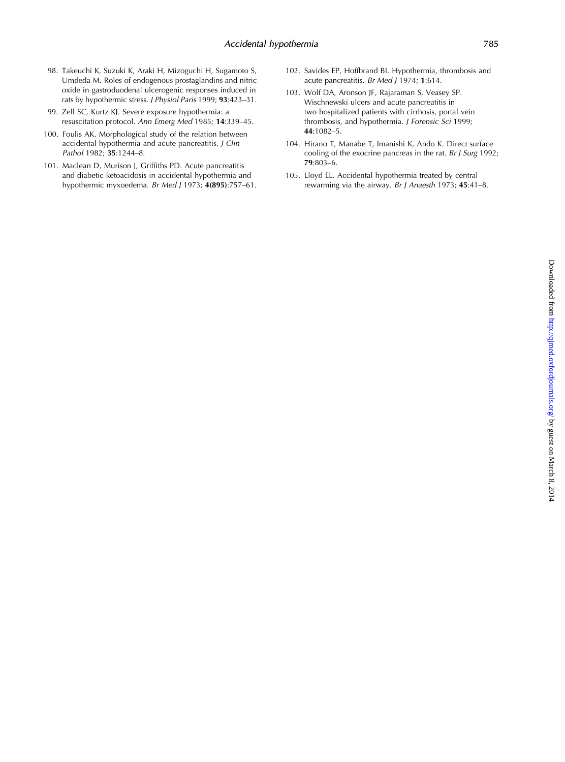98. Takeuchi K, Suzuki K, Araki H, Mizoguchi H, Sugamoto S, Umdeda M. Roles of endogenous prostaglandins and nitric oxide in gastroduodenal ulcerogenic responses induced in rats by hypothermic stress. *J Physiol Paris* 1999; **93**:423–31.
99. Zell SC, Kurtz KJ. Severe exposure hypothermia: a resuscitation protocol. *Ann Emerg Med* 1985; **14**:339–45.
100. Foulis AK. Morphological study of the relation between accidental hypothermia and acute pancreatitis. *J Clin Pathol* 1982; **35**:1244–8.
101. Maclean D, Murison J, Griffiths PD. Acute pancreatitis and diabetic ketoacidosis in accidental hypothermia and hypothermic myxoedema. *Br Med J* 1973; **4(895)**:757–61.
102. Savides EP, Hoffbrand BI. Hypothermia, thrombosis and acute pancreatitis. *Br Med J* 1974; **1**:614.
103. Wolf DA, Aronson JF, Rajaraman S, Veasey SP. Wischnewski ulcers and acute pancreatitis in two hospitalized patients with cirrhosis, portal vein thrombosis, and hypothermia. *J Forensic Sci* 1999; **44**:1082–5.
104. Hirano T, Manabe T, Imanishi K, Ando K. Direct surface cooling of the exocrine pancreas in the rat. *Br J Surg* 1992; **79**:803–6.
105. Lloyd EL. Accidental hypothermia treated by central rewarming via the airway. *Br J Anaesth* 1973; **45**:41–8.